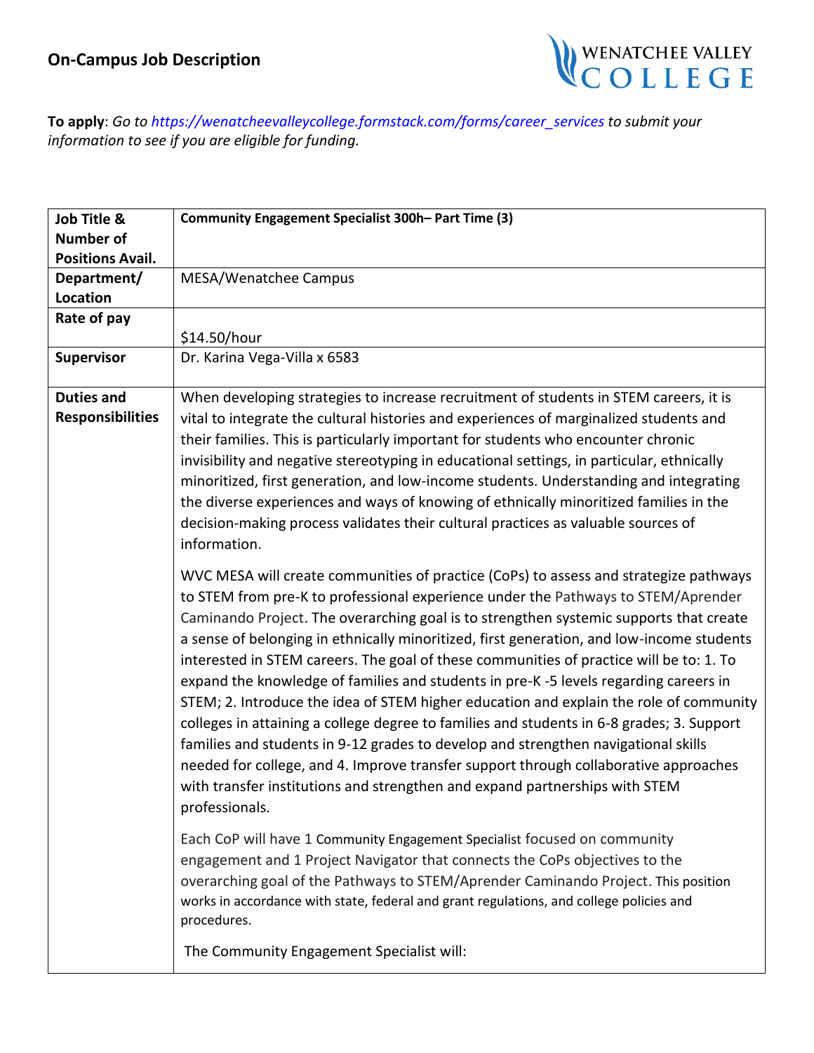## On-Campus Job Description

**To apply**: *Go to https://wenatcheevalleycollege.formstack.com/forms/career_services to submit your information to see if you are eligible for funding.*

| **Job Title & Number of Positions Avail.** | **Community Engagement Specialist 300h– Part Time (3)** |
|---|---|
| **Department/ Location** | MESA/Wenatchee Campus |
| **Rate of pay** | $14.50/hour |
| **Supervisor** | Dr. Karina Vega-Villa x 6583 |
| **Duties and Responsibilities** | When developing strategies to increase recruitment of students in STEM careers, it is vital to integrate the cultural histories and experiences of marginalized students and their families. This is particularly important for students who encounter chronic invisibility and negative stereotyping in educational settings, in particular, ethnically minoritized, first generation, and low-income students. Understanding and integrating the diverse experiences and ways of knowing of ethnically minoritized families in the decision-making process validates their cultural practices as valuable sources of information.<br><br>WVC MESA will create communities of practice (CoPs) to assess and strategize pathways to STEM from pre-K to professional experience under the Pathways to STEM/Aprender Caminando Project. The overarching goal is to strengthen systemic supports that create a sense of belonging in ethnically minoritized, first generation, and low-income students interested in STEM careers. The goal of these communities of practice will be to: 1. To expand the knowledge of families and students in pre-K -5 levels regarding careers in STEM; 2. Introduce the idea of STEM higher education and explain the role of community colleges in attaining a college degree to families and students in 6-8 grades; 3. Support families and students in 9-12 grades to develop and strengthen navigational skills needed for college, and 4. Improve transfer support through collaborative approaches with transfer institutions and strengthen and expand partnerships with STEM professionals.<br><br>Each CoP will have 1 Community Engagement Specialist focused on community engagement and 1 Project Navigator that connects the CoPs objectives to the overarching goal of the Pathways to STEM/Aprender Caminando Project. This position works in accordance with state, federal and grant regulations, and college policies and procedures.<br><br>The Community Engagement Specialist will: |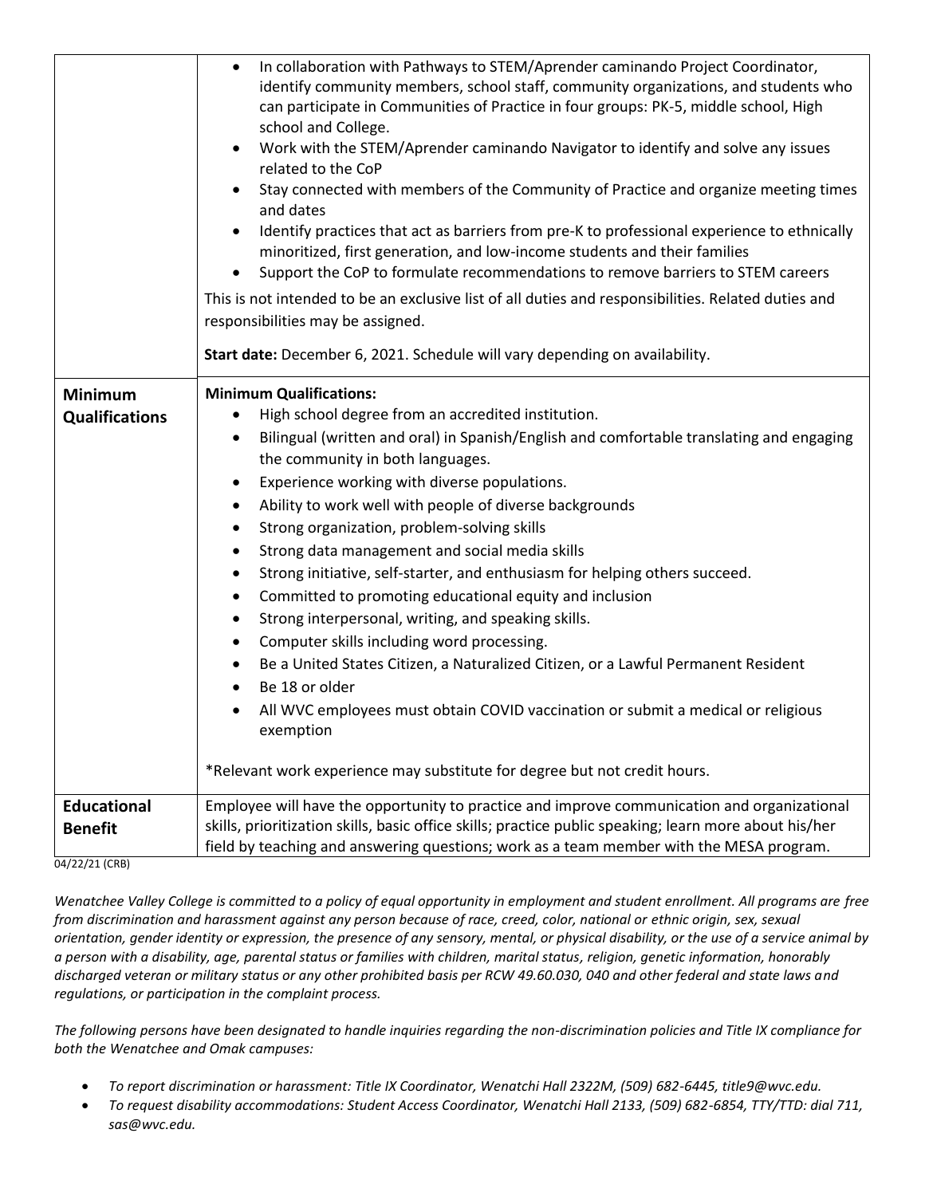| | |
|---|---|
| | • In collaboration with Pathways to STEM/Aprender caminando Project Coordinator, identify community members, school staff, community organizations, and students who can participate in Communities of Practice in four groups: PK-5, middle school, High school and College.<br>• Work with the STEM/Aprender caminando Navigator to identify and solve any issues related to the CoP<br>• Stay connected with members of the Community of Practice and organize meeting times and dates<br>• Identify practices that act as barriers from pre-K to professional experience to ethnically minoritized, first generation, and low-income students and their families<br>• Support the CoP to formulate recommendations to remove barriers to STEM careers<br><br>This is not intended to be an exclusive list of all duties and responsibilities. Related duties and responsibilities may be assigned.<br><br>**Start date:** December 6, 2021. Schedule will vary depending on availability. |
| **Minimum Qualifications** | **Minimum Qualifications:**<br>• High school degree from an accredited institution.<br>• Bilingual (written and oral) in Spanish/English and comfortable translating and engaging the community in both languages.<br>• Experience working with diverse populations.<br>• Ability to work well with people of diverse backgrounds<br>• Strong organization, problem-solving skills<br>• Strong data management and social media skills<br>• Strong initiative, self-starter, and enthusiasm for helping others succeed.<br>• Committed to promoting educational equity and inclusion<br>• Strong interpersonal, writing, and speaking skills.<br>• Computer skills including word processing.<br>• Be a United States Citizen, a Naturalized Citizen, or a Lawful Permanent Resident<br>• Be 18 or older<br>• All WVC employees must obtain COVID vaccination or submit a medical or religious exemption<br><br>*Relevant work experience may substitute for degree but not credit hours. |
| **Educational Benefit** | Employee will have the opportunity to practice and improve communication and organizational skills, prioritization skills, basic office skills; practice public speaking; learn more about his/her field by teaching and answering questions; work as a team member with the MESA program. |

04/22/21 (CRB)

*Wenatchee Valley College is committed to a policy of equal opportunity in employment and student enrollment. All programs are free from discrimination and harassment against any person because of race, creed, color, national or ethnic origin, sex, sexual orientation, gender identity or expression, the presence of any sensory, mental, or physical disability, or the use of a service animal by a person with a disability, age, parental status or families with children, marital status, religion, genetic information, honorably discharged veteran or military status or any other prohibited basis per RCW 49.60.030, 040 and other federal and state laws and regulations, or participation in the complaint process.*

*The following persons have been designated to handle inquiries regarding the non-discrimination policies and Title IX compliance for both the Wenatchee and Omak campuses:*

- *To report discrimination or harassment: Title IX Coordinator, Wenatchi Hall 2322M, (509) 682-6445, title9@wvc.edu.*
- *To request disability accommodations: Student Access Coordinator, Wenatchi Hall 2133, (509) 682-6854, TTY/TTD: dial 711, sas@wvc.edu.*